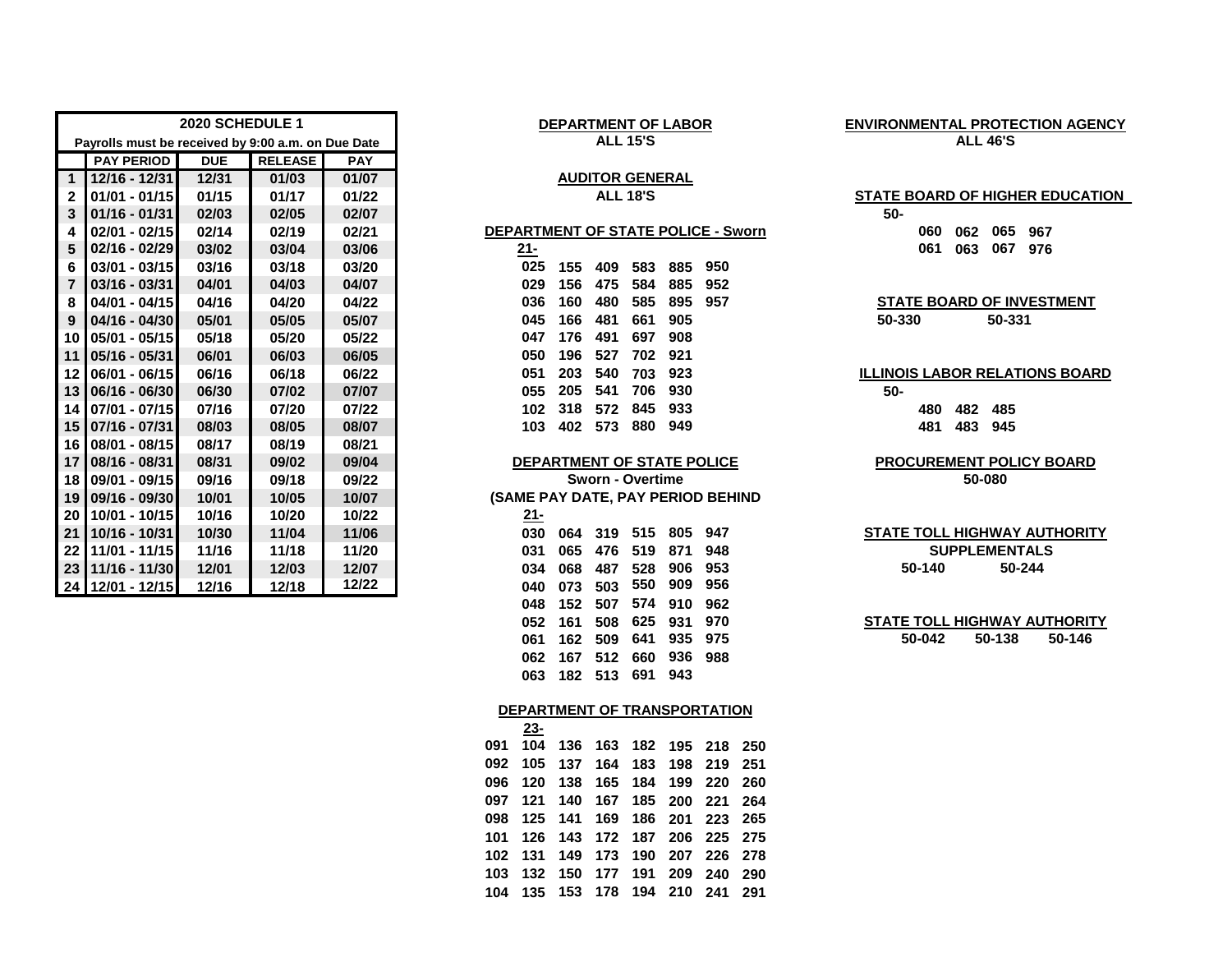| | 2020 SCHEDULE 1 | | | |
|---|---|---|---|---|
| | Payrolls must be received by 9:00 a.m. on Due Date | | | |
| | PAY PERIOD | DUE | RELEASE | PAY |
| 1 | 12/16 - 12/31 | 12/31 | 01/03 | 01/07 |
| 2 | 01/01 - 01/15 | 01/15 | 01/17 | 01/22 |
| 3 | 01/16 - 01/31 | 02/03 | 02/05 | 02/07 |
| 4 | 02/01 - 02/15 | 02/14 | 02/19 | 02/21 |
| 5 | 02/16 - 02/29 | 03/02 | 03/04 | 03/06 |
| 6 | 03/01 - 03/15 | 03/16 | 03/18 | 03/20 |
| 7 | 03/16 - 03/31 | 04/01 | 04/03 | 04/07 |
| 8 | 04/01 - 04/15 | 04/16 | 04/20 | 04/22 |
| 9 | 04/16 - 04/30 | 05/01 | 05/05 | 05/07 |
| 10 | 05/01 - 05/15 | 05/18 | 05/20 | 05/22 |
| 11 | 05/16 - 05/31 | 06/01 | 06/03 | 06/05 |
| 12 | 06/01 - 06/15 | 06/16 | 06/18 | 06/22 |
| 13 | 06/16 - 06/30 | 06/30 | 07/02 | 07/07 |
| 14 | 07/01 - 07/15 | 07/16 | 07/20 | 07/22 |
| 15 | 07/16 - 07/31 | 08/03 | 08/05 | 08/07 |
| 16 | 08/01 - 08/15 | 08/17 | 08/19 | 08/21 |
| 17 | 08/16 - 08/31 | 08/31 | 09/02 | 09/04 |
| 18 | 09/01 - 09/15 | 09/16 | 09/18 | 09/22 |
| 19 | 09/16 - 09/30 | 10/01 | 10/05 | 10/07 |
| 20 | 10/01 - 10/15 | 10/16 | 10/20 | 10/22 |
| 21 | 10/16 - 10/31 | 10/30 | 11/04 | 11/06 |
| 22 | 11/01 - 11/15 | 11/16 | 11/18 | 11/20 |
| 23 | 11/16 - 11/30 | 12/01 | 12/03 | 12/07 |
| 24 | 12/01 - 12/15 | 12/16 | 12/18 | 12/22 |

**DEPARTMENT OF LABOR**
ALL 15'S

**AUDITOR GENERAL**
ALL 18'S

**DEPARTMENT OF STATE POLICE - Sworn**

21-

| | | | | | |
|---|---|---|---|---|---|
| 025 | 155 | 409 | 583 | 885 | 950 |
| 029 | 156 | 475 | 584 | 885 | 952 |
| 036 | 160 | 480 | 585 | 895 | 957 |
| 045 | 166 | 481 | 661 | 905 | |
| 047 | 176 | 491 | 697 | 908 | |
| 050 | 196 | 527 | 702 | 921 | |
| 051 | 203 | 540 | 703 | 923 | |
| 055 | 205 | 541 | 706 | 930 | |
| 102 | 318 | 572 | 845 | 933 | |
| 103 | 402 | 573 | 880 | 949 | |

**DEPARTMENT OF STATE POLICE**
Sworn - Overtime
(SAME PAY DATE, PAY PERIOD BEHIND

21-

| | | | | | |
|---|---|---|---|---|---|
| 030 | 064 | 319 | 515 | 805 | 947 |
| 031 | 065 | 476 | 519 | 871 | 948 |
| 034 | 068 | 487 | 528 | 906 | 953 |
| 040 | 073 | 503 | 550 | 909 | 956 |
| 048 | 152 | 507 | 574 | 910 | 962 |
| 052 | 161 | 508 | 625 | 931 | 970 |
| 061 | 162 | 509 | 641 | 935 | 975 |
| 062 | 167 | 512 | 660 | 936 | 988 |
| 063 | 182 | 513 | 691 | 943 | |

**DEPARTMENT OF TRANSPORTATION**

23-

| | | | | | | | |
|---|---|---|---|---|---|---|---|
| 091 | 104 | 136 | 163 | 182 | 195 | 218 | 250 |
| 092 | 105 | 137 | 164 | 183 | 198 | 219 | 251 |
| 096 | 120 | 138 | 165 | 184 | 199 | 220 | 260 |
| 097 | 121 | 140 | 167 | 185 | 200 | 221 | 264 |
| 098 | 125 | 141 | 169 | 186 | 201 | 223 | 265 |
| 101 | 126 | 143 | 172 | 187 | 206 | 225 | 275 |
| 102 | 131 | 149 | 173 | 190 | 207 | 226 | 278 |
| 103 | 132 | 150 | 177 | 191 | 209 | 240 | 290 |
| 104 | 135 | 153 | 178 | 194 | 210 | 241 | 291 |

**ENVIRONMENTAL PROTECTION AGENCY**
ALL 46'S

**STATE BOARD OF HIGHER EDUCATION**

50-

| | | | |
|---|---|---|---|
| 060 | 062 | 065 | 967 |
| 061 | 063 | 067 | 976 |

**STATE BOARD OF INVESTMENT**
50-330 50-331

**ILLINOIS LABOR RELATIONS BOARD**

50-

| | | |
|---|---|---|
| 480 | 482 | 485 |
| 481 | 483 | 945 |

**PROCUREMENT POLICY BOARD**
50-080

**STATE TOLL HIGHWAY AUTHORITY**
SUPPLEMENTALS
50-140 50-244

**STATE TOLL HIGHWAY AUTHORITY**
50-042 50-138 50-146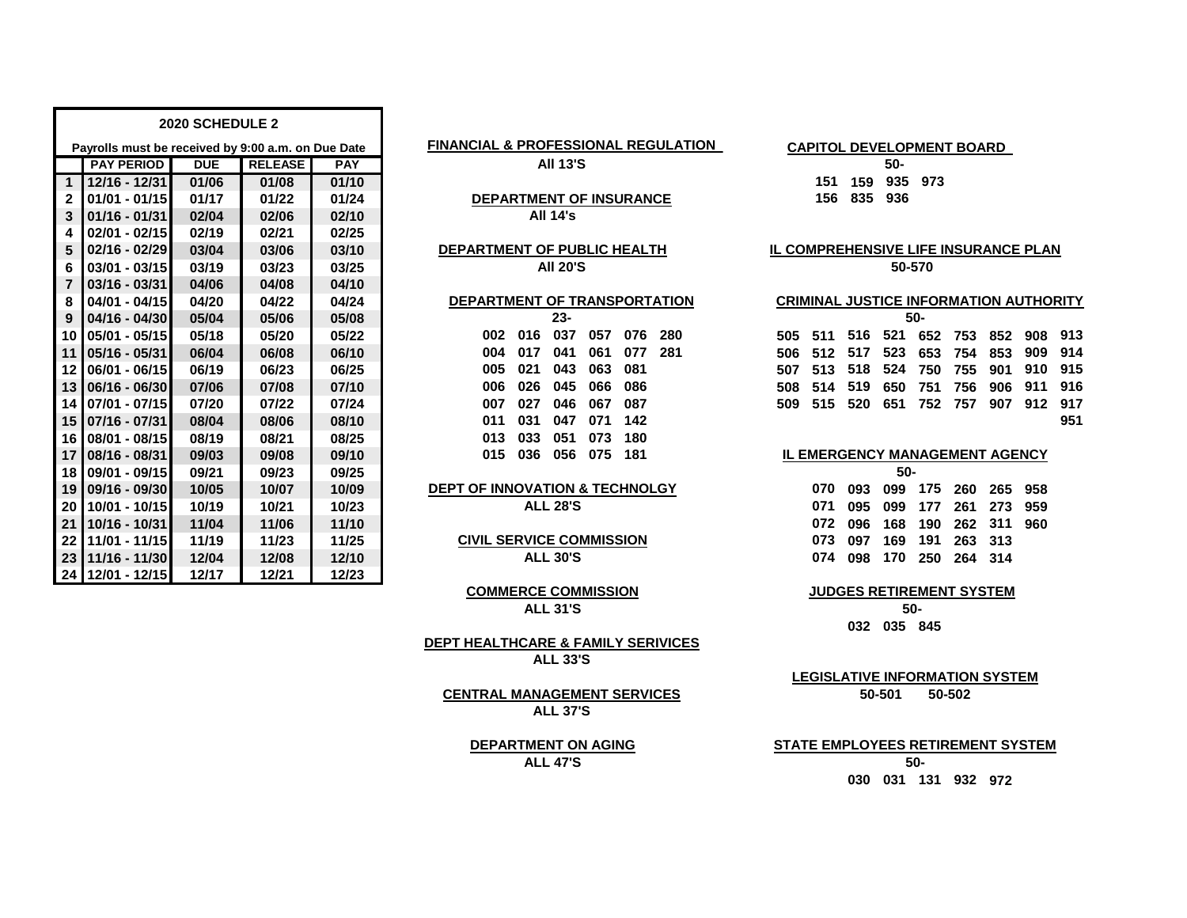## 2020 SCHEDULE 2

Payrolls must be received by 9:00 a.m. on Due Date

| | PAY PERIOD | DUE | RELEASE | PAY |
|---|---|---|---|---|
| 1 | 12/16 - 12/31 | 01/06 | 01/08 | 01/10 |
| 2 | 01/01 - 01/15 | 01/17 | 01/22 | 01/24 |
| 3 | 01/16 - 01/31 | 02/04 | 02/06 | 02/10 |
| 4 | 02/01 - 02/15 | 02/19 | 02/21 | 02/25 |
| 5 | 02/16 - 02/29 | 03/04 | 03/06 | 03/10 |
| 6 | 03/01 - 03/15 | 03/19 | 03/23 | 03/25 |
| 7 | 03/16 - 03/31 | 04/06 | 04/08 | 04/10 |
| 8 | 04/01 - 04/15 | 04/20 | 04/22 | 04/24 |
| 9 | 04/16 - 04/30 | 05/04 | 05/06 | 05/08 |
| 10 | 05/01 - 05/15 | 05/18 | 05/20 | 05/22 |
| 11 | 05/16 - 05/31 | 06/04 | 06/08 | 06/10 |
| 12 | 06/01 - 06/15 | 06/19 | 06/23 | 06/25 |
| 13 | 06/16 - 06/30 | 07/06 | 07/08 | 07/10 |
| 14 | 07/01 - 07/15 | 07/20 | 07/22 | 07/24 |
| 15 | 07/16 - 07/31 | 08/04 | 08/06 | 08/10 |
| 16 | 08/01 - 08/15 | 08/19 | 08/21 | 08/25 |
| 17 | 08/16 - 08/31 | 09/03 | 09/08 | 09/10 |
| 18 | 09/01 - 09/15 | 09/21 | 09/23 | 09/25 |
| 19 | 09/16 - 09/30 | 10/05 | 10/07 | 10/09 |
| 20 | 10/01 - 10/15 | 10/19 | 10/21 | 10/23 |
| 21 | 10/16 - 10/31 | 11/04 | 11/06 | 11/10 |
| 22 | 11/01 - 11/15 | 11/19 | 11/23 | 11/25 |
| 23 | 11/16 - 11/30 | 12/04 | 12/08 | 12/10 |
| 24 | 12/01 - 12/15 | 12/17 | 12/21 | 12/23 |

**FINANCIAL & PROFESSIONAL REGULATION**
All 13'S

**DEPARTMENT OF INSURANCE**
All 14's

**DEPARTMENT OF PUBLIC HEALTH**
All 20'S

**DEPARTMENT OF TRANSPORTATION**
23-

002 016 037 057 076 280
004 017 041 061 077 281
005 021 043 063 081
006 026 045 066 086
007 027 046 067 087
011 031 047 071 142
013 033 051 073 180
015 036 056 075 181

**DEPT OF INNOVATION & TECHNOLGY**
ALL 28'S

**CIVIL SERVICE COMMISSION**
ALL 30'S

**COMMERCE COMMISSION**
ALL 31'S

**DEPT HEALTHCARE & FAMILY SERIVICES**
ALL 33'S

**CENTRAL MANAGEMENT SERVICES**
ALL 37'S

**DEPARTMENT ON AGING**
ALL 47'S

**CAPITOL DEVELOPMENT BOARD**
50-

151 159 935 973
156 835 936

**IL COMPREHENSIVE LIFE INSURANCE PLAN**
50-570

**CRIMINAL JUSTICE INFORMATION AUTHORITY**
50-

505 511 516 521 652 753 852 908 913
506 512 517 523 653 754 853 909 914
507 513 518 524 750 755 901 910 915
508 514 519 650 751 756 906 911 916
509 515 520 651 752 757 907 912 917
951

**IL EMERGENCY MANAGEMENT AGENCY**
50-

070 093 099 175 260 265 958
071 095 099 177 261 273 959
072 096 168 190 262 311 960
073 097 169 191 263 313
074 098 170 250 264 314

**JUDGES RETIREMENT SYSTEM**
50-

032 035 845

**LEGISLATIVE INFORMATION SYSTEM**
50-501 50-502

**STATE EMPLOYEES RETIREMENT SYSTEM**
50-

030 031 131 932 972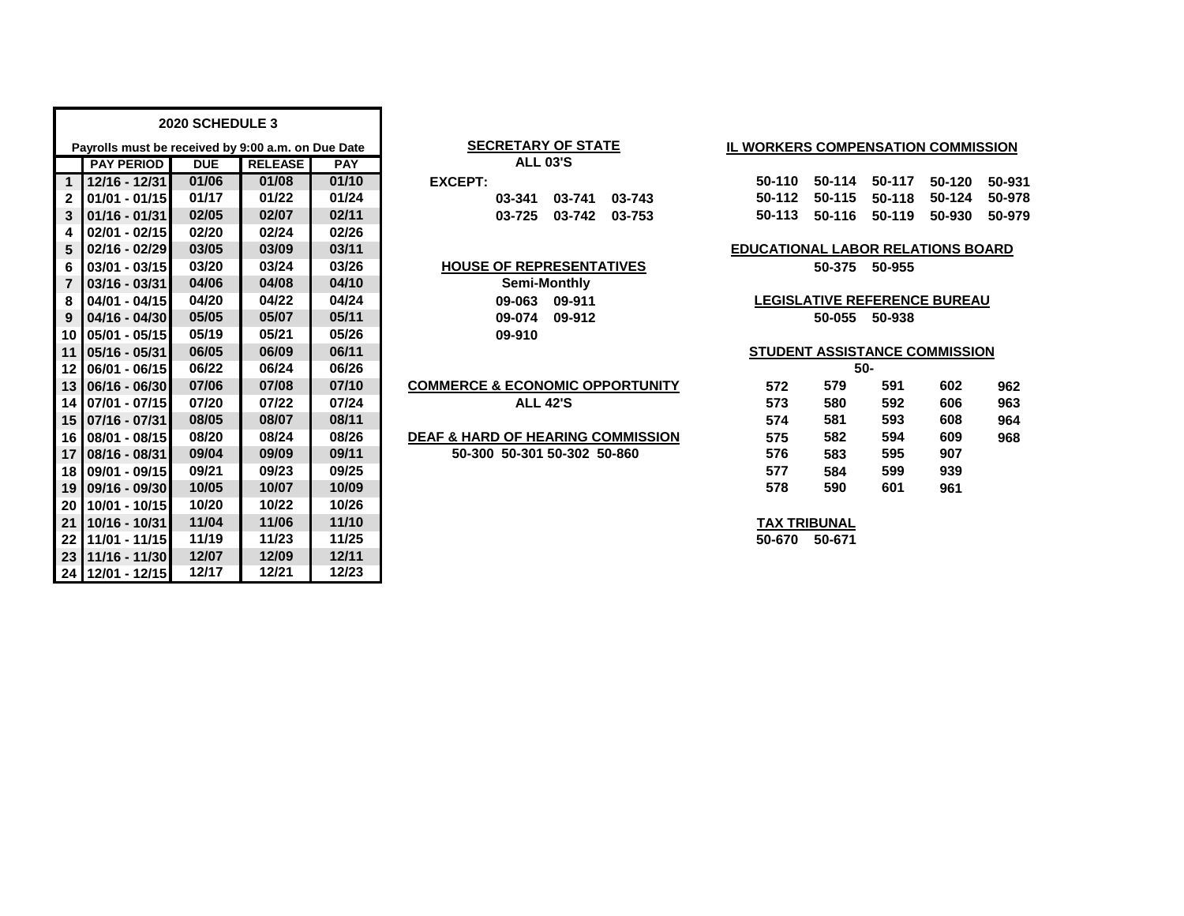## 2020 SCHEDULE 3

Payrolls must be received by 9:00 a.m. on Due Date

| | PAY PERIOD | DUE | RELEASE | PAY |
|---|---|---|---|---|
| 1 | 12/16 - 12/31 | 01/06 | 01/08 | 01/10 |
| 2 | 01/01 - 01/15 | 01/17 | 01/22 | 01/24 |
| 3 | 01/16 - 01/31 | 02/05 | 02/07 | 02/11 |
| 4 | 02/01 - 02/15 | 02/20 | 02/24 | 02/26 |
| 5 | 02/16 - 02/29 | 03/05 | 03/09 | 03/11 |
| 6 | 03/01 - 03/15 | 03/20 | 03/24 | 03/26 |
| 7 | 03/16 - 03/31 | 04/06 | 04/08 | 04/10 |
| 8 | 04/01 - 04/15 | 04/20 | 04/22 | 04/24 |
| 9 | 04/16 - 04/30 | 05/05 | 05/07 | 05/11 |
| 10 | 05/01 - 05/15 | 05/19 | 05/21 | 05/26 |
| 11 | 05/16 - 05/31 | 06/05 | 06/09 | 06/11 |
| 12 | 06/01 - 06/15 | 06/22 | 06/24 | 06/26 |
| 13 | 06/16 - 06/30 | 07/06 | 07/08 | 07/10 |
| 14 | 07/01 - 07/15 | 07/20 | 07/22 | 07/24 |
| 15 | 07/16 - 07/31 | 08/05 | 08/07 | 08/11 |
| 16 | 08/01 - 08/15 | 08/20 | 08/24 | 08/26 |
| 17 | 08/16 - 08/31 | 09/04 | 09/09 | 09/11 |
| 18 | 09/01 - 09/15 | 09/21 | 09/23 | 09/25 |
| 19 | 09/16 - 09/30 | 10/05 | 10/07 | 10/09 |
| 20 | 10/01 - 10/15 | 10/20 | 10/22 | 10/26 |
| 21 | 10/16 - 10/31 | 11/04 | 11/06 | 11/10 |
| 22 | 11/01 - 11/15 | 11/19 | 11/23 | 11/25 |
| 23 | 11/16 - 11/30 | 12/07 | 12/09 | 12/11 |
| 24 | 12/01 - 12/15 | 12/17 | 12/21 | 12/23 |

**SECRETARY OF STATE**

**ALL 03'S**

**EXCEPT:**

03-341 03-741 03-743
03-725 03-742 03-753

**HOUSE OF REPRESENTATIVES**

**Semi-Monthly**

09-063 09-911
09-074 09-912
09-910

**COMMERCE & ECONOMIC OPPORTUNITY**

**ALL 42'S**

**DEAF & HARD OF HEARING COMMISSION**

50-300 50-301 50-302 50-860

**IL WORKERS COMPENSATION COMMISSION**

50-110 50-114 50-117 50-120 50-931
50-112 50-115 50-118 50-124 50-978
50-113 50-116 50-119 50-930 50-979

**EDUCATIONAL LABOR RELATIONS BOARD**

50-375 50-955

**LEGISLATIVE REFERENCE BUREAU**

50-055 50-938

**STUDENT ASSISTANCE COMMISSION**

50-

| | | | | |
|---|---|---|---|---|
| 572 | 579 | 591 | 602 | 962 |
| 573 | 580 | 592 | 606 | 963 |
| 574 | 581 | 593 | 608 | 964 |
| 575 | 582 | 594 | 609 | 968 |
| 576 | 583 | 595 | 907 | |
| 577 | 584 | 599 | 939 | |
| 578 | 590 | 601 | 961 | |

**TAX TRIBUNAL**

50-670 50-671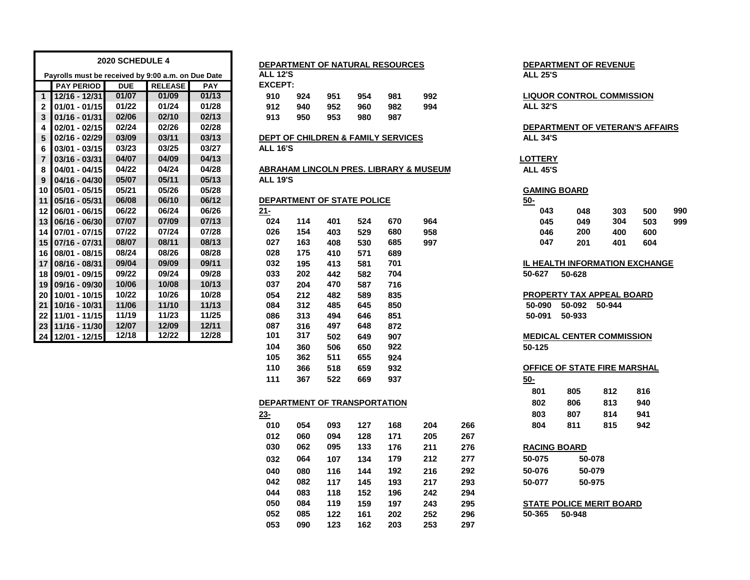| | 2020 SCHEDULE 4 | | | |
|---|---|---|---|---|
| | Payrolls must be received by 9:00 a.m. on Due Date | | | |
| | PAY PERIOD | DUE | RELEASE | PAY |
| 1 | 12/16 - 12/31 | 01/07 | 01/09 | 01/13 |
| 2 | 01/01 - 01/15 | 01/22 | 01/24 | 01/28 |
| 3 | 01/16 - 01/31 | 02/06 | 02/10 | 02/13 |
| 4 | 02/01 - 02/15 | 02/24 | 02/26 | 02/28 |
| 5 | 02/16 - 02/29 | 03/09 | 03/11 | 03/13 |
| 6 | 03/01 - 03/15 | 03/23 | 03/25 | 03/27 |
| 7 | 03/16 - 03/31 | 04/07 | 04/09 | 04/13 |
| 8 | 04/01 - 04/15 | 04/22 | 04/24 | 04/28 |
| 9 | 04/16 - 04/30 | 05/07 | 05/11 | 05/13 |
| 10 | 05/01 - 05/15 | 05/21 | 05/26 | 05/28 |
| 11 | 05/16 - 05/31 | 06/08 | 06/10 | 06/12 |
| 12 | 06/01 - 06/15 | 06/22 | 06/24 | 06/26 |
| 13 | 06/16 - 06/30 | 07/07 | 07/09 | 07/13 |
| 14 | 07/01 - 07/15 | 07/22 | 07/24 | 07/28 |
| 15 | 07/16 - 07/31 | 08/07 | 08/11 | 08/13 |
| 16 | 08/01 - 08/15 | 08/24 | 08/26 | 08/28 |
| 17 | 08/16 - 08/31 | 09/04 | 09/09 | 09/11 |
| 18 | 09/01 - 09/15 | 09/22 | 09/24 | 09/28 |
| 19 | 09/16 - 09/30 | 10/06 | 10/08 | 10/13 |
| 20 | 10/01 - 10/15 | 10/22 | 10/26 | 10/28 |
| 21 | 10/16 - 10/31 | 11/06 | 11/10 | 11/13 |
| 22 | 11/01 - 11/15 | 11/19 | 11/23 | 11/25 |
| 23 | 11/16 - 11/30 | 12/07 | 12/09 | 12/11 |
| 24 | 12/01 - 12/15 | 12/18 | 12/22 | 12/28 |

**DEPARTMENT OF NATURAL RESOURCES**

**ALL 12'S**

**EXCEPT:**

| | | | | | |
|---|---|---|---|---|---|
| 910 | 924 | 951 | 954 | 981 | 992 |
| 912 | 940 | 952 | 960 | 982 | 994 |
| 913 | 950 | 953 | 980 | 987 | |

**DEPT OF CHILDREN & FAMILY SERVICES**

**ALL 16'S**

**ABRAHAM LINCOLN PRES. LIBRARY & MUSEUM**

**ALL 19'S**

**DEPARTMENT OF STATE POLICE**

**21-**

| | | | | | |
|---|---|---|---|---|---|
| 024 | 114 | 401 | 524 | 670 | 964 |
| 026 | 154 | 403 | 529 | 680 | 958 |
| 027 | 163 | 408 | 530 | 685 | 997 |
| 028 | 175 | 410 | 571 | 689 | |
| 032 | 195 | 413 | 581 | 701 | |
| 033 | 202 | 442 | 582 | 704 | |
| 037 | 204 | 470 | 587 | 716 | |
| 054 | 212 | 482 | 589 | 835 | |
| 084 | 312 | 485 | 645 | 850 | |
| 086 | 313 | 494 | 646 | 851 | |
| 087 | 316 | 497 | 648 | 872 | |
| 101 | 317 | 502 | 649 | 907 | |
| 104 | 360 | 506 | 650 | 922 | |
| 105 | 362 | 511 | 655 | 924 | |
| 110 | 366 | 518 | 659 | 932 | |
| 111 | 367 | 522 | 669 | 937 | |

**DEPARTMENT OF TRANSPORTATION**

**23-**

| | | | | | | |
|---|---|---|---|---|---|---|
| 010 | 054 | 093 | 127 | 168 | 204 | 266 |
| 012 | 060 | 094 | 128 | 171 | 205 | 267 |
| 030 | 062 | 095 | 133 | 176 | 211 | 276 |
| 032 | 064 | 107 | 134 | 179 | 212 | 277 |
| 040 | 080 | 116 | 144 | 192 | 216 | 292 |
| 042 | 082 | 117 | 145 | 193 | 217 | 293 |
| 044 | 083 | 118 | 152 | 196 | 242 | 294 |
| 050 | 084 | 119 | 159 | 197 | 243 | 295 |
| 052 | 085 | 122 | 161 | 202 | 252 | 296 |
| 053 | 090 | 123 | 162 | 203 | 253 | 297 |

**DEPARTMENT OF REVENUE**

**ALL 25'S**

**LIQUOR CONTROL COMMISSION**

**ALL 32'S**

**DEPARTMENT OF VETERAN'S AFFAIRS**

**ALL 34'S**

**LOTTERY**

**ALL 45'S**

**GAMING BOARD**

**50-**

| | | | | |
|---|---|---|---|---|
| 043 | 048 | 303 | 500 | 990 |
| 045 | 049 | 304 | 503 | 999 |
| 046 | 200 | 400 | 600 | |
| 047 | 201 | 401 | 604 | |

**IL HEALTH INFORMATION EXCHANGE**

50-627 50-628

**PROPERTY TAX APPEAL BOARD**

50-090 50-092 50-944

50-091 50-933

**MEDICAL CENTER COMMISSION**

50-125

**OFFICE OF STATE FIRE MARSHAL**

**50-**

| | | | |
|---|---|---|---|
| 801 | 805 | 812 | 816 |
| 802 | 806 | 813 | 940 |
| 803 | 807 | 814 | 941 |
| 804 | 811 | 815 | 942 |

**RACING BOARD**

| | |
|---|---|
| 50-075 | 50-078 |
| 50-076 | 50-079 |
| 50-077 | 50-975 |

**STATE POLICE MERIT BOARD**

50-365 50-948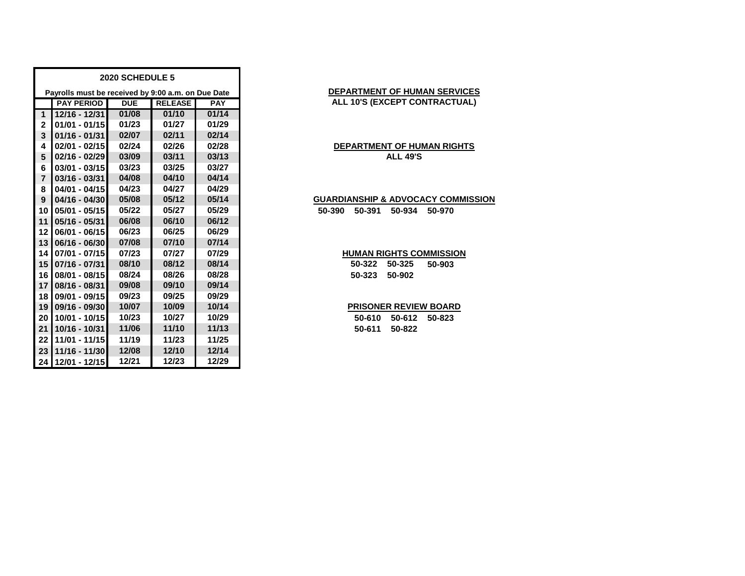| 2020 SCHEDULE 5 | | | | |
|---|---|---|---|---|
| Payrolls must be received by 9:00 a.m. on Due Date | | | | |
| | **PAY PERIOD** | **DUE** | **RELEASE** | **PAY** |
| 1 | 12/16 - 12/31 | 01/08 | 01/10 | 01/14 |
| 2 | 01/01 - 01/15 | 01/23 | 01/27 | 01/29 |
| 3 | 01/16 - 01/31 | 02/07 | 02/11 | 02/14 |
| 4 | 02/01 - 02/15 | 02/24 | 02/26 | 02/28 |
| 5 | 02/16 - 02/29 | 03/09 | 03/11 | 03/13 |
| 6 | 03/01 - 03/15 | 03/23 | 03/25 | 03/27 |
| 7 | 03/16 - 03/31 | 04/08 | 04/10 | 04/14 |
| 8 | 04/01 - 04/15 | 04/23 | 04/27 | 04/29 |
| 9 | 04/16 - 04/30 | 05/08 | 05/12 | 05/14 |
| 10 | 05/01 - 05/15 | 05/22 | 05/27 | 05/29 |
| 11 | 05/16 - 05/31 | 06/08 | 06/10 | 06/12 |
| 12 | 06/01 - 06/15 | 06/23 | 06/25 | 06/29 |
| 13 | 06/16 - 06/30 | 07/08 | 07/10 | 07/14 |
| 14 | 07/01 - 07/15 | 07/23 | 07/27 | 07/29 |
| 15 | 07/16 - 07/31 | 08/10 | 08/12 | 08/14 |
| 16 | 08/01 - 08/15 | 08/24 | 08/26 | 08/28 |
| 17 | 08/16 - 08/31 | 09/08 | 09/10 | 09/14 |
| 18 | 09/01 - 09/15 | 09/23 | 09/25 | 09/29 |
| 19 | 09/16 - 09/30 | 10/07 | 10/09 | 10/14 |
| 20 | 10/01 - 10/15 | 10/23 | 10/27 | 10/29 |
| 21 | 10/16 - 10/31 | 11/06 | 11/10 | 11/13 |
| 22 | 11/01 - 11/15 | 11/19 | 11/23 | 11/25 |
| 23 | 11/16 - 11/30 | 12/08 | 12/10 | 12/14 |
| 24 | 12/01 - 12/15 | 12/21 | 12/23 | 12/29 |

**DEPARTMENT OF HUMAN SERVICES**

**ALL 10'S (EXCEPT CONTRACTUAL)**

**DEPARTMENT OF HUMAN RIGHTS**

**ALL 49'S**

**GUARDIANSHIP & ADVOCACY COMMISSION**

**50-390 50-391 50-934 50-970**

**HUMAN RIGHTS COMMISSION**

**50-322 50-325 50-903**

**50-323 50-902**

**PRISONER REVIEW BOARD**

**50-610 50-612 50-823**

**50-611 50-822**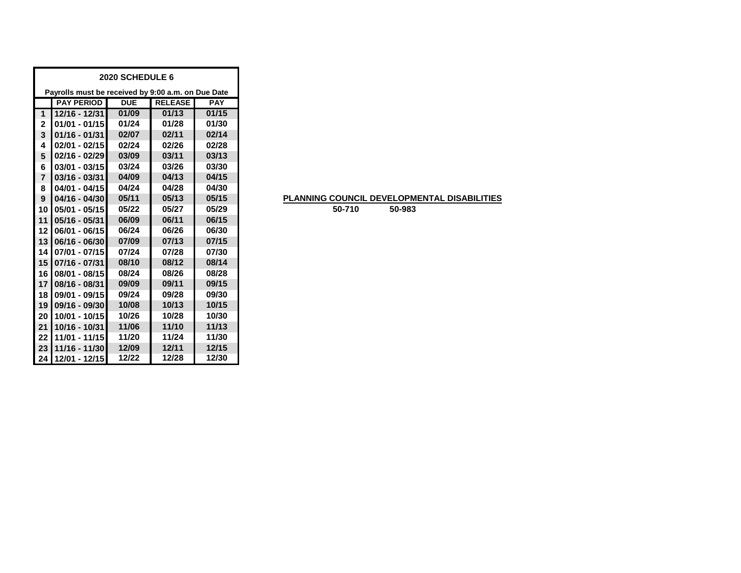| 2020 SCHEDULE 6 | | | | |
|---|---|---|---|---|
| Payrolls must be received by 9:00 a.m. on Due Date | | | | |
| | PAY PERIOD | DUE | RELEASE | PAY |
| 1 | 12/16 - 12/31 | 01/09 | 01/13 | 01/15 |
| 2 | 01/01 - 01/15 | 01/24 | 01/28 | 01/30 |
| 3 | 01/16 - 01/31 | 02/07 | 02/11 | 02/14 |
| 4 | 02/01 - 02/15 | 02/24 | 02/26 | 02/28 |
| 5 | 02/16 - 02/29 | 03/09 | 03/11 | 03/13 |
| 6 | 03/01 - 03/15 | 03/24 | 03/26 | 03/30 |
| 7 | 03/16 - 03/31 | 04/09 | 04/13 | 04/15 |
| 8 | 04/01 - 04/15 | 04/24 | 04/28 | 04/30 |
| 9 | 04/16 - 04/30 | 05/11 | 05/13 | 05/15 |
| 10 | 05/01 - 05/15 | 05/22 | 05/27 | 05/29 |
| 11 | 05/16 - 05/31 | 06/09 | 06/11 | 06/15 |
| 12 | 06/01 - 06/15 | 06/24 | 06/26 | 06/30 |
| 13 | 06/16 - 06/30 | 07/09 | 07/13 | 07/15 |
| 14 | 07/01 - 07/15 | 07/24 | 07/28 | 07/30 |
| 15 | 07/16 - 07/31 | 08/10 | 08/12 | 08/14 |
| 16 | 08/01 - 08/15 | 08/24 | 08/26 | 08/28 |
| 17 | 08/16 - 08/31 | 09/09 | 09/11 | 09/15 |
| 18 | 09/01 - 09/15 | 09/24 | 09/28 | 09/30 |
| 19 | 09/16 - 09/30 | 10/08 | 10/13 | 10/15 |
| 20 | 10/01 - 10/15 | 10/26 | 10/28 | 10/30 |
| 21 | 10/16 - 10/31 | 11/06 | 11/10 | 11/13 |
| 22 | 11/01 - 11/15 | 11/20 | 11/24 | 11/30 |
| 23 | 11/16 - 11/30 | 12/09 | 12/11 | 12/15 |
| 24 | 12/01 - 12/15 | 12/22 | 12/28 | 12/30 |

**PLANNING COUNCIL DEVELOPMENTAL DISABILITIES**

**50-710 50-983**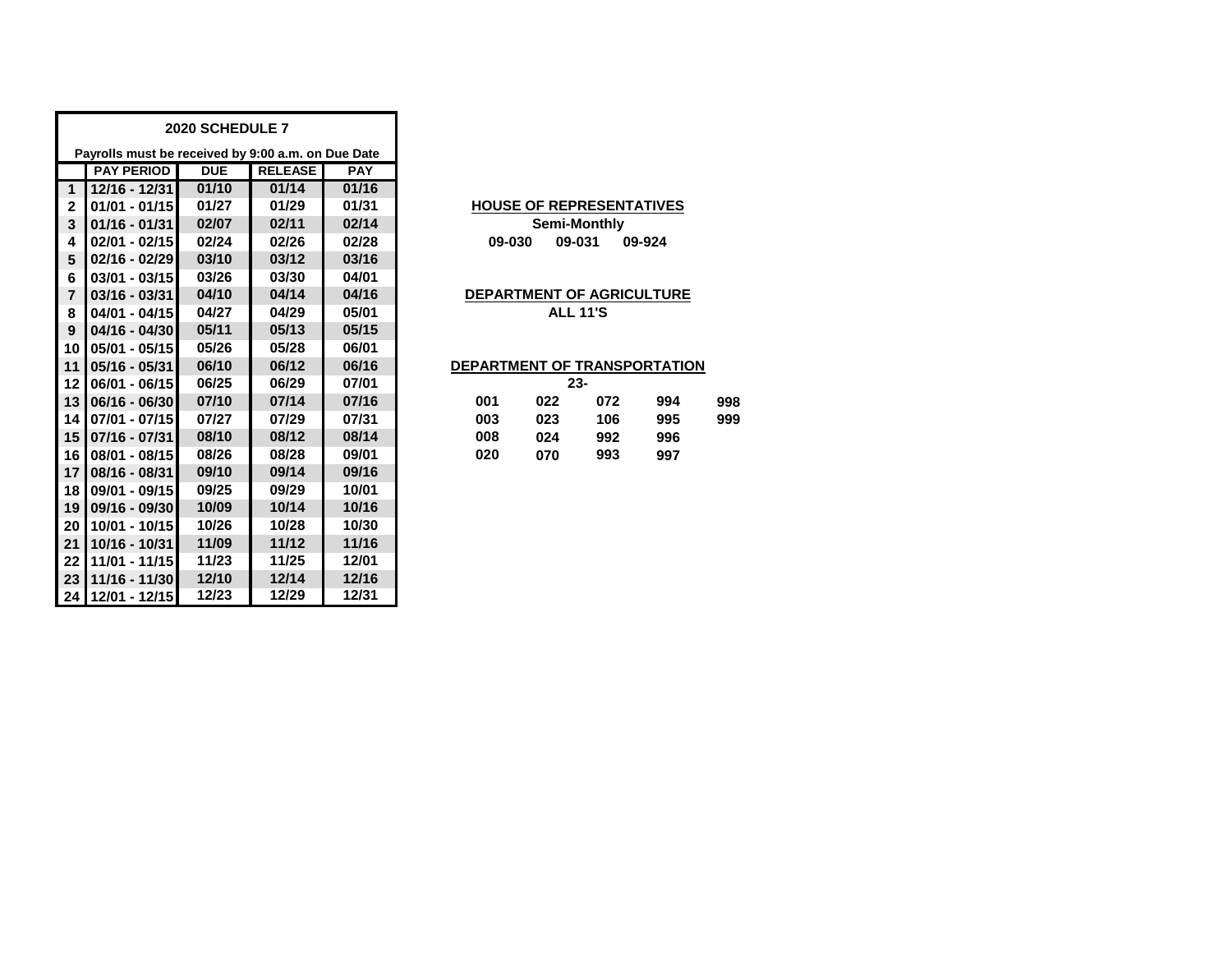## 2020 SCHEDULE 7

**Payrolls must be received by 9:00 a.m. on Due Date**

| | PAY PERIOD | DUE | RELEASE | PAY |
|---|---|---|---|---|
| 1 | 12/16 - 12/31 | 01/10 | 01/14 | 01/16 |
| 2 | 01/01 - 01/15 | 01/27 | 01/29 | 01/31 |
| 3 | 01/16 - 01/31 | 02/07 | 02/11 | 02/14 |
| 4 | 02/01 - 02/15 | 02/24 | 02/26 | 02/28 |
| 5 | 02/16 - 02/29 | 03/10 | 03/12 | 03/16 |
| 6 | 03/01 - 03/15 | 03/26 | 03/30 | 04/01 |
| 7 | 03/16 - 03/31 | 04/10 | 04/14 | 04/16 |
| 8 | 04/01 - 04/15 | 04/27 | 04/29 | 05/01 |
| 9 | 04/16 - 04/30 | 05/11 | 05/13 | 05/15 |
| 10 | 05/01 - 05/15 | 05/26 | 05/28 | 06/01 |
| 11 | 05/16 - 05/31 | 06/10 | 06/12 | 06/16 |
| 12 | 06/01 - 06/15 | 06/25 | 06/29 | 07/01 |
| 13 | 06/16 - 06/30 | 07/10 | 07/14 | 07/16 |
| 14 | 07/01 - 07/15 | 07/27 | 07/29 | 07/31 |
| 15 | 07/16 - 07/31 | 08/10 | 08/12 | 08/14 |
| 16 | 08/01 - 08/15 | 08/26 | 08/28 | 09/01 |
| 17 | 08/16 - 08/31 | 09/10 | 09/14 | 09/16 |
| 18 | 09/01 - 09/15 | 09/25 | 09/29 | 10/01 |
| 19 | 09/16 - 09/30 | 10/09 | 10/14 | 10/16 |
| 20 | 10/01 - 10/15 | 10/26 | 10/28 | 10/30 |
| 21 | 10/16 - 10/31 | 11/09 | 11/12 | 11/16 |
| 22 | 11/01 - 11/15 | 11/23 | 11/25 | 12/01 |
| 23 | 11/16 - 11/30 | 12/10 | 12/14 | 12/16 |
| 24 | 12/01 - 12/15 | 12/23 | 12/29 | 12/31 |

**HOUSE OF REPRESENTATIVES**

**Semi-Monthly**

**09-030 09-031 09-924**

**DEPARTMENT OF AGRICULTURE**

**ALL 11'S**

**DEPARTMENT OF TRANSPORTATION**

**23-**

| | | | | |
|---|---|---|---|---|
| 001 | 022 | 072 | 994 | 998 |
| 003 | 023 | 106 | 995 | 999 |
| 008 | 024 | 992 | 996 | |
| 020 | 070 | 993 | 997 | |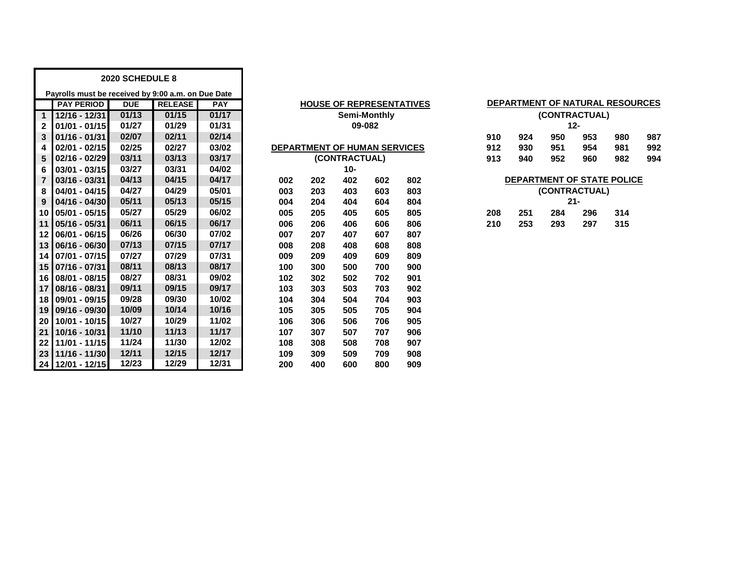## 2020 SCHEDULE 8

**Payrolls must be received by 9:00 a.m. on Due Date**

| | PAY PERIOD | DUE | RELEASE | PAY |
|---|---|---|---|---|
| 1 | 12/16 - 12/31 | 01/13 | 01/15 | 01/17 |
| 2 | 01/01 - 01/15 | 01/27 | 01/29 | 01/31 |
| 3 | 01/16 - 01/31 | 02/07 | 02/11 | 02/14 |
| 4 | 02/01 - 02/15 | 02/25 | 02/27 | 03/02 |
| 5 | 02/16 - 02/29 | 03/11 | 03/13 | 03/17 |
| 6 | 03/01 - 03/15 | 03/27 | 03/31 | 04/02 |
| 7 | 03/16 - 03/31 | 04/13 | 04/15 | 04/17 |
| 8 | 04/01 - 04/15 | 04/27 | 04/29 | 05/01 |
| 9 | 04/16 - 04/30 | 05/11 | 05/13 | 05/15 |
| 10 | 05/01 - 05/15 | 05/27 | 05/29 | 06/02 |
| 11 | 05/16 - 05/31 | 06/11 | 06/15 | 06/17 |
| 12 | 06/01 - 06/15 | 06/26 | 06/30 | 07/02 |
| 13 | 06/16 - 06/30 | 07/13 | 07/15 | 07/17 |
| 14 | 07/01 - 07/15 | 07/27 | 07/29 | 07/31 |
| 15 | 07/16 - 07/31 | 08/11 | 08/13 | 08/17 |
| 16 | 08/01 - 08/15 | 08/27 | 08/31 | 09/02 |
| 17 | 08/16 - 08/31 | 09/11 | 09/15 | 09/17 |
| 18 | 09/01 - 09/15 | 09/28 | 09/30 | 10/02 |
| 19 | 09/16 - 09/30 | 10/09 | 10/14 | 10/16 |
| 20 | 10/01 - 10/15 | 10/27 | 10/29 | 11/02 |
| 21 | 10/16 - 10/31 | 11/10 | 11/13 | 11/17 |
| 22 | 11/01 - 11/15 | 11/24 | 11/30 | 12/02 |
| 23 | 11/16 - 11/30 | 12/11 | 12/15 | 12/17 |
| 24 | 12/01 - 12/15 | 12/23 | 12/29 | 12/31 |

### HOUSE OF REPRESENTATIVES

**Semi-Monthly**

**09-082**

### DEPARTMENT OF HUMAN SERVICES

**(CONTRACTUAL)**

**10-**

| | | | | |
|---|---|---|---|---|
| 002 | 202 | 402 | 602 | 802 |
| 003 | 203 | 403 | 603 | 803 |
| 004 | 204 | 404 | 604 | 804 |
| 005 | 205 | 405 | 605 | 805 |
| 006 | 206 | 406 | 606 | 806 |
| 007 | 207 | 407 | 607 | 807 |
| 008 | 208 | 408 | 608 | 808 |
| 009 | 209 | 409 | 609 | 809 |
| 100 | 300 | 500 | 700 | 900 |
| 102 | 302 | 502 | 702 | 901 |
| 103 | 303 | 503 | 703 | 902 |
| 104 | 304 | 504 | 704 | 903 |
| 105 | 305 | 505 | 705 | 904 |
| 106 | 306 | 506 | 706 | 905 |
| 107 | 307 | 507 | 707 | 906 |
| 108 | 308 | 508 | 708 | 907 |
| 109 | 309 | 509 | 709 | 908 |
| 200 | 400 | 600 | 800 | 909 |

### DEPARTMENT OF NATURAL RESOURCES

**(CONTRACTUAL)**

**12-**

| | | | | | |
|---|---|---|---|---|---|
| 910 | 924 | 950 | 953 | 980 | 987 |
| 912 | 930 | 951 | 954 | 981 | 992 |
| 913 | 940 | 952 | 960 | 982 | 994 |

### DEPARTMENT OF STATE POLICE

**(CONTRACTUAL)**

**21-**

| | | | | |
|---|---|---|---|---|
| 208 | 251 | 284 | 296 | 314 |
| 210 | 253 | 293 | 297 | 315 |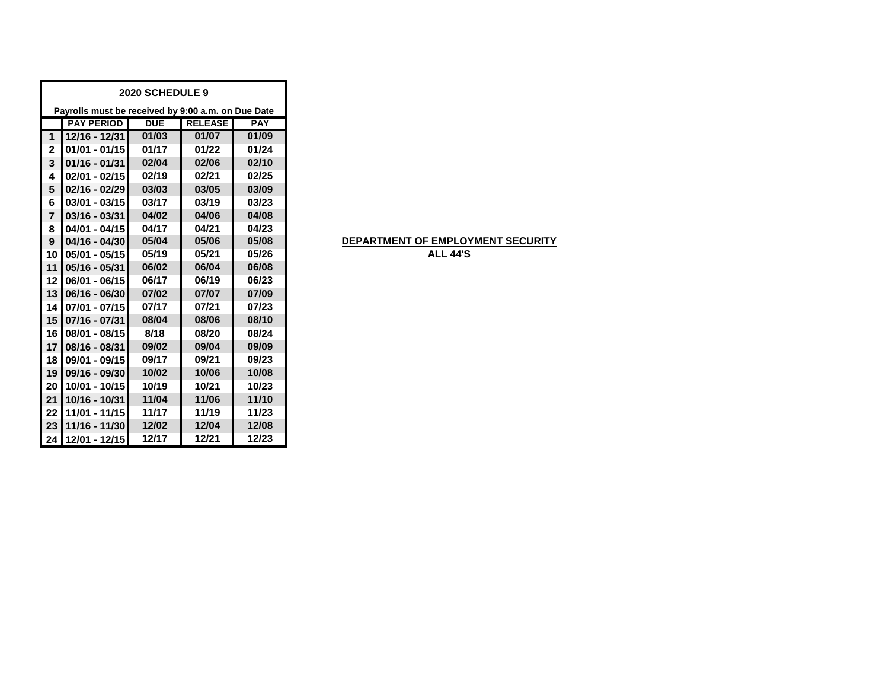| 2020 SCHEDULE 9 | | | | |
|---|---|---|---|---|
| Payrolls must be received by 9:00 a.m. on Due Date | | | | |
| | PAY PERIOD | DUE | RELEASE | PAY |
| 1 | 12/16 - 12/31 | 01/03 | 01/07 | 01/09 |
| 2 | 01/01 - 01/15 | 01/17 | 01/22 | 01/24 |
| 3 | 01/16 - 01/31 | 02/04 | 02/06 | 02/10 |
| 4 | 02/01 - 02/15 | 02/19 | 02/21 | 02/25 |
| 5 | 02/16 - 02/29 | 03/03 | 03/05 | 03/09 |
| 6 | 03/01 - 03/15 | 03/17 | 03/19 | 03/23 |
| 7 | 03/16 - 03/31 | 04/02 | 04/06 | 04/08 |
| 8 | 04/01 - 04/15 | 04/17 | 04/21 | 04/23 |
| 9 | 04/16 - 04/30 | 05/04 | 05/06 | 05/08 |
| 10 | 05/01 - 05/15 | 05/19 | 05/21 | 05/26 |
| 11 | 05/16 - 05/31 | 06/02 | 06/04 | 06/08 |
| 12 | 06/01 - 06/15 | 06/17 | 06/19 | 06/23 |
| 13 | 06/16 - 06/30 | 07/02 | 07/07 | 07/09 |
| 14 | 07/01 - 07/15 | 07/17 | 07/21 | 07/23 |
| 15 | 07/16 - 07/31 | 08/04 | 08/06 | 08/10 |
| 16 | 08/01 - 08/15 | 8/18 | 08/20 | 08/24 |
| 17 | 08/16 - 08/31 | 09/02 | 09/04 | 09/09 |
| 18 | 09/01 - 09/15 | 09/17 | 09/21 | 09/23 |
| 19 | 09/16 - 09/30 | 10/02 | 10/06 | 10/08 |
| 20 | 10/01 - 10/15 | 10/19 | 10/21 | 10/23 |
| 21 | 10/16 - 10/31 | 11/04 | 11/06 | 11/10 |
| 22 | 11/01 - 11/15 | 11/17 | 11/19 | 11/23 |
| 23 | 11/16 - 11/30 | 12/02 | 12/04 | 12/08 |
| 24 | 12/01 - 12/15 | 12/17 | 12/21 | 12/23 |

**DEPARTMENT OF EMPLOYMENT SECURITY**

**ALL 44'S**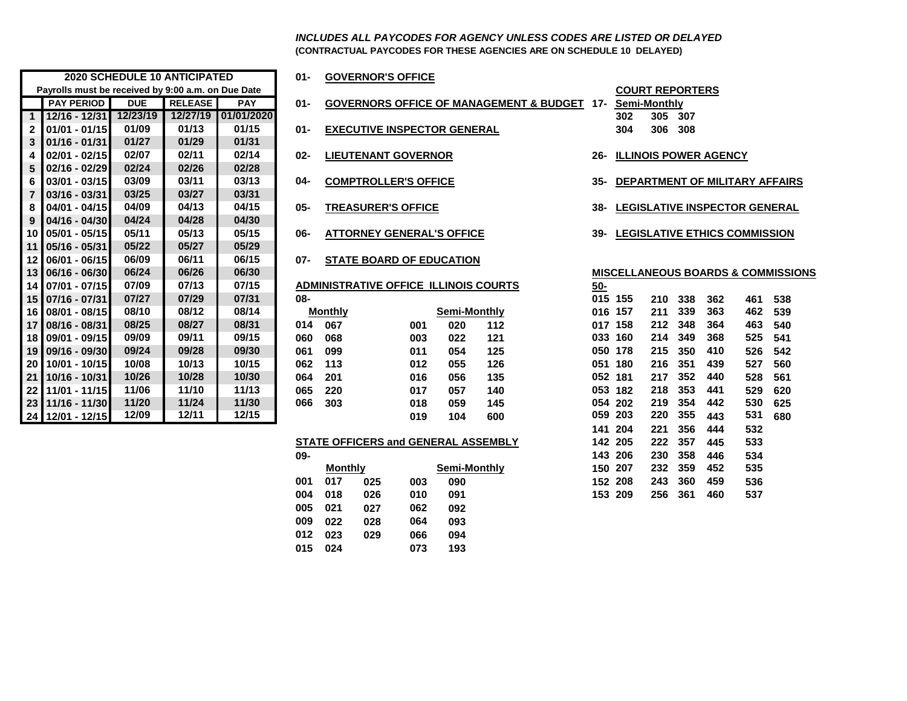***INCLUDES ALL PAYCODES FOR AGENCY UNLESS CODES ARE LISTED OR DELAYED***
**(CONTRACTUAL PAYCODES FOR THESE AGENCIES ARE ON SCHEDULE 10 DELAYED)**

**2020 SCHEDULE 10 ANTICIPATED**
Payrolls must be received by 9:00 a.m. on Due Date

| | PAY PERIOD | DUE | RELEASE | PAY |
|---|---|---|---|---|
| 1 | 12/16 - 12/31 | 12/23/19 | 12/27/19 | 01/01/2020 |
| 2 | 01/01 - 01/15 | 01/09 | 01/13 | 01/15 |
| 3 | 01/16 - 01/31 | 01/27 | 01/29 | 01/31 |
| 4 | 02/01 - 02/15 | 02/07 | 02/11 | 02/14 |
| 5 | 02/16 - 02/29 | 02/24 | 02/26 | 02/28 |
| 6 | 03/01 - 03/15 | 03/09 | 03/11 | 03/13 |
| 7 | 03/16 - 03/31 | 03/25 | 03/27 | 03/31 |
| 8 | 04/01 - 04/15 | 04/09 | 04/13 | 04/15 |
| 9 | 04/16 - 04/30 | 04/24 | 04/28 | 04/30 |
| 10 | 05/01 - 05/15 | 05/11 | 05/13 | 05/15 |
| 11 | 05/16 - 05/31 | 05/22 | 05/27 | 05/29 |
| 12 | 06/01 - 06/15 | 06/09 | 06/11 | 06/15 |
| 13 | 06/16 - 06/30 | 06/24 | 06/26 | 06/30 |
| 14 | 07/01 - 07/15 | 07/09 | 07/13 | 07/15 |
| 15 | 07/16 - 07/31 | 07/27 | 07/29 | 07/31 |
| 16 | 08/01 - 08/15 | 08/10 | 08/12 | 08/14 |
| 17 | 08/16 - 08/31 | 08/25 | 08/27 | 08/31 |
| 18 | 09/01 - 09/15 | 09/09 | 09/11 | 09/15 |
| 19 | 09/16 - 09/30 | 09/24 | 09/28 | 09/30 |
| 20 | 10/01 - 10/15 | 10/08 | 10/13 | 10/15 |
| 21 | 10/16 - 10/31 | 10/26 | 10/28 | 10/30 |
| 22 | 11/01 - 11/15 | 11/06 | 11/10 | 11/13 |
| 23 | 11/16 - 11/30 | 11/20 | 11/24 | 11/30 |
| 24 | 12/01 - 12/15 | 12/09 | 12/11 | 12/15 |

**01- GOVERNOR'S OFFICE**

**01- GOVERNORS OFFICE OF MANAGEMENT & BUDGET**

**01- EXECUTIVE INSPECTOR GENERAL**

**02- LIEUTENANT GOVERNOR**

**04- COMPTROLLER'S OFFICE**

**05- TREASURER'S OFFICE**

**06- ATTORNEY GENERAL'S OFFICE**

**07- STATE BOARD OF EDUCATION**

**ADMINISTRATIVE OFFICE ILLINOIS COURTS**

**08-**

| Monthly | | Semi-Monthly | | |
|---|---|---|---|---|
| 014 | 067 | 001 | 020 | 112 |
| 060 | 068 | 003 | 022 | 121 |
| 061 | 099 | 011 | 054 | 125 |
| 062 | 113 | 012 | 055 | 126 |
| 064 | 201 | 016 | 056 | 135 |
| 065 | 220 | 017 | 057 | 140 |
| 066 | 303 | 018 | 059 | 145 |
| | | 019 | 104 | 600 |

**STATE OFFICERS and GENERAL ASSEMBLY**

**09-**

| Monthly | | | Semi-Monthly | |
|---|---|---|---|---|
| 001 | 017 | 025 | 003 | 090 |
| 004 | 018 | 026 | 010 | 091 |
| 005 | 021 | 027 | 062 | 092 |
| 009 | 022 | 028 | 064 | 093 |
| 012 | 023 | 029 | 066 | 094 |
| 015 | 024 | | 073 | 193 |

**COURT REPORTERS**

**17- Semi-Monthly**

| | | |
|---|---|---|
| 302 | 305 | 307 |
| 304 | 306 | 308 |

**26- ILLINOIS POWER AGENCY**

**35- DEPARTMENT OF MILITARY AFFAIRS**

**38- LEGISLATIVE INSPECTOR GENERAL**

**39- LEGISLATIVE ETHICS COMMISSION**

**MISCELLANEOUS BOARDS & COMMISSIONS**

**50-**

| | | | | | | |
|---|---|---|---|---|---|---|
| 015 | 155 | 210 | 338 | 362 | 461 | 538 |
| 016 | 157 | 211 | 339 | 363 | 462 | 539 |
| 017 | 158 | 212 | 348 | 364 | 463 | 540 |
| 033 | 160 | 214 | 349 | 368 | 525 | 541 |
| 050 | 178 | 215 | 350 | 410 | 526 | 542 |
| 051 | 180 | 216 | 351 | 439 | 527 | 560 |
| 052 | 181 | 217 | 352 | 440 | 528 | 561 |
| 053 | 182 | 218 | 353 | 441 | 529 | 620 |
| 054 | 202 | 219 | 354 | 442 | 530 | 625 |
| 059 | 203 | 220 | 355 | 443 | 531 | 680 |
| 141 | 204 | 221 | 356 | 444 | 532 | |
| 142 | 205 | 222 | 357 | 445 | 533 | |
| 143 | 206 | 230 | 358 | 446 | 534 | |
| 150 | 207 | 232 | 359 | 452 | 535 | |
| 152 | 208 | 243 | 360 | 459 | 536 | |
| 153 | 209 | 256 | 361 | 460 | 537 | |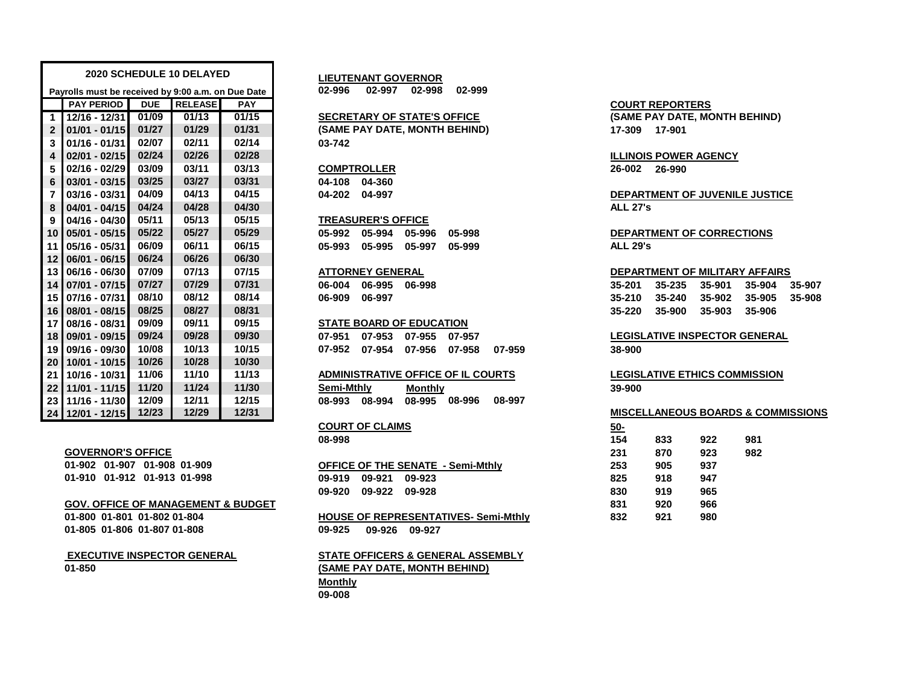| | 2020 SCHEDULE 10 DELAYED | | | |
|---|---|---|---|---|
| | Payrolls must be received by 9:00 a.m. on Due Date | | | |
| | PAY PERIOD | DUE | RELEASE | PAY |
| 1 | 12/16 - 12/31 | 01/09 | 01/13 | 01/15 |
| 2 | 01/01 - 01/15 | 01/27 | 01/29 | 01/31 |
| 3 | 01/16 - 01/31 | 02/07 | 02/11 | 02/14 |
| 4 | 02/01 - 02/15 | 02/24 | 02/26 | 02/28 |
| 5 | 02/16 - 02/29 | 03/09 | 03/11 | 03/13 |
| 6 | 03/01 - 03/15 | 03/25 | 03/27 | 03/31 |
| 7 | 03/16 - 03/31 | 04/09 | 04/13 | 04/15 |
| 8 | 04/01 - 04/15 | 04/24 | 04/28 | 04/30 |
| 9 | 04/16 - 04/30 | 05/11 | 05/13 | 05/15 |
| 10 | 05/01 - 05/15 | 05/22 | 05/27 | 05/29 |
| 11 | 05/16 - 05/31 | 06/09 | 06/11 | 06/15 |
| 12 | 06/01 - 06/15 | 06/24 | 06/26 | 06/30 |
| 13 | 06/16 - 06/30 | 07/09 | 07/13 | 07/15 |
| 14 | 07/01 - 07/15 | 07/27 | 07/29 | 07/31 |
| 15 | 07/16 - 07/31 | 08/10 | 08/12 | 08/14 |
| 16 | 08/01 - 08/15 | 08/25 | 08/27 | 08/31 |
| 17 | 08/16 - 08/31 | 09/09 | 09/11 | 09/15 |
| 18 | 09/01 - 09/15 | 09/24 | 09/28 | 09/30 |
| 19 | 09/16 - 09/30 | 10/08 | 10/13 | 10/15 |
| 20 | 10/01 - 10/15 | 10/26 | 10/28 | 10/30 |
| 21 | 10/16 - 10/31 | 11/06 | 11/10 | 11/13 |
| 22 | 11/01 - 11/15 | 11/20 | 11/24 | 11/30 |
| 23 | 11/16 - 11/30 | 12/09 | 12/11 | 12/15 |
| 24 | 12/01 - 12/15 | 12/23 | 12/29 | 12/31 |

**GOVERNOR'S OFFICE**

01-902 01-907 01-908 01-909
01-910 01-912 01-913 01-998

**GOV. OFFICE OF MANAGEMENT & BUDGET**

01-800 01-801 01-802 01-804
01-805 01-806 01-807 01-808

**EXECUTIVE INSPECTOR GENERAL**

01-850

**LIEUTENANT GOVERNOR**

02-996 02-997 02-998 02-999

**SECRETARY OF STATE'S OFFICE**
**(SAME PAY DATE, MONTH BEHIND)**

03-742

**COMPTROLLER**

04-108 04-360
04-202 04-997

**TREASURER'S OFFICE**

05-992 05-994 05-996 05-998
05-993 05-995 05-997 05-999

**ATTORNEY GENERAL**

06-004 06-995 06-998
06-909 06-997

**STATE BOARD OF EDUCATION**

07-951 07-953 07-955 07-957
07-952 07-954 07-956 07-958 07-959

**ADMINISTRATIVE OFFICE OF IL COURTS**

Semi-Mthly: 08-993 08-994
Monthly: 08-995 08-996 08-997

**COURT OF CLAIMS**

08-998

**OFFICE OF THE SENATE - Semi-Mthly**

09-919 09-921 09-923
09-920 09-922 09-928

**HOUSE OF REPRESENTATIVES- Semi-Mthly**

09-925 09-926 09-927

**STATE OFFICERS & GENERAL ASSEMBLY**
**(SAME PAY DATE, MONTH BEHIND)**

Monthly

09-008

**COURT REPORTERS**
**(SAME PAY DATE, MONTH BEHIND)**

17-309 17-901

**ILLINOIS POWER AGENCY**

26-002 26-990

**DEPARTMENT OF JUVENILE JUSTICE**

ALL 27's

**DEPARTMENT OF CORRECTIONS**

ALL 29's

**DEPARTMENT OF MILITARY AFFAIRS**

35-201 35-235 35-901 35-904 35-907
35-210 35-240 35-902 35-905 35-908
35-220 35-900 35-903 35-906

**LEGISLATIVE INSPECTOR GENERAL**

38-900

**LEGISLATIVE ETHICS COMMISSION**

39-900

**MISCELLANEOUS BOARDS & COMMISSIONS**

50-

| | | | |
|---|---|---|---|
| 154 | 833 | 922 | 981 |
| 231 | 870 | 923 | 982 |
| 253 | 905 | 937 | |
| 825 | 918 | 947 | |
| 830 | 919 | 965 | |
| 831 | 920 | 966 | |
| 832 | 921 | 980 | |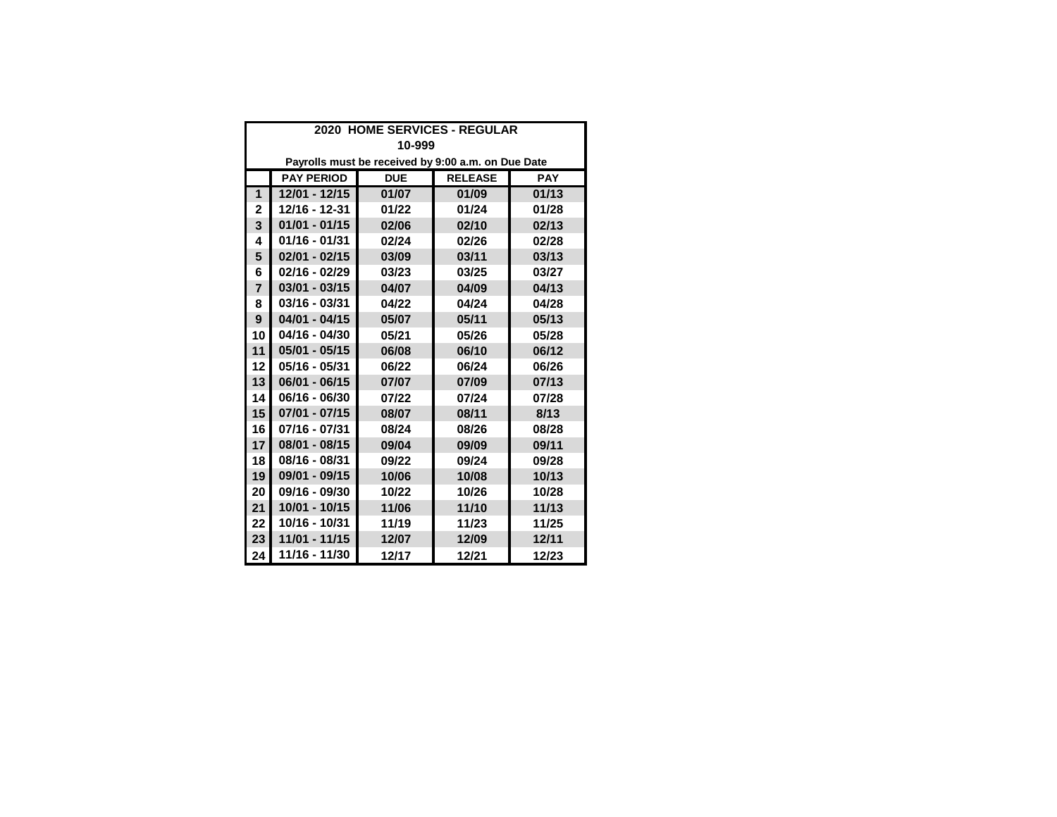| 2020 HOME SERVICES - REGULAR | | | | |
|---|---|---|---|---|
| 10-999 | | | | |
| Payrolls must be received by 9:00 a.m. on Due Date | | | | |
| | PAY PERIOD | DUE | RELEASE | PAY |
| 1 | 12/01 - 12/15 | 01/07 | 01/09 | 01/13 |
| 2 | 12/16 - 12-31 | 01/22 | 01/24 | 01/28 |
| 3 | 01/01 - 01/15 | 02/06 | 02/10 | 02/13 |
| 4 | 01/16 - 01/31 | 02/24 | 02/26 | 02/28 |
| 5 | 02/01 - 02/15 | 03/09 | 03/11 | 03/13 |
| 6 | 02/16 - 02/29 | 03/23 | 03/25 | 03/27 |
| 7 | 03/01 - 03/15 | 04/07 | 04/09 | 04/13 |
| 8 | 03/16 - 03/31 | 04/22 | 04/24 | 04/28 |
| 9 | 04/01 - 04/15 | 05/07 | 05/11 | 05/13 |
| 10 | 04/16 - 04/30 | 05/21 | 05/26 | 05/28 |
| 11 | 05/01 - 05/15 | 06/08 | 06/10 | 06/12 |
| 12 | 05/16 - 05/31 | 06/22 | 06/24 | 06/26 |
| 13 | 06/01 - 06/15 | 07/07 | 07/09 | 07/13 |
| 14 | 06/16 - 06/30 | 07/22 | 07/24 | 07/28 |
| 15 | 07/01 - 07/15 | 08/07 | 08/11 | 8/13 |
| 16 | 07/16 - 07/31 | 08/24 | 08/26 | 08/28 |
| 17 | 08/01 - 08/15 | 09/04 | 09/09 | 09/11 |
| 18 | 08/16 - 08/31 | 09/22 | 09/24 | 09/28 |
| 19 | 09/01 - 09/15 | 10/06 | 10/08 | 10/13 |
| 20 | 09/16 - 09/30 | 10/22 | 10/26 | 10/28 |
| 21 | 10/01 - 10/15 | 11/06 | 11/10 | 11/13 |
| 22 | 10/16 - 10/31 | 11/19 | 11/23 | 11/25 |
| 23 | 11/01 - 11/15 | 12/07 | 12/09 | 12/11 |
| 24 | 11/16 - 11/30 | 12/17 | 12/21 | 12/23 |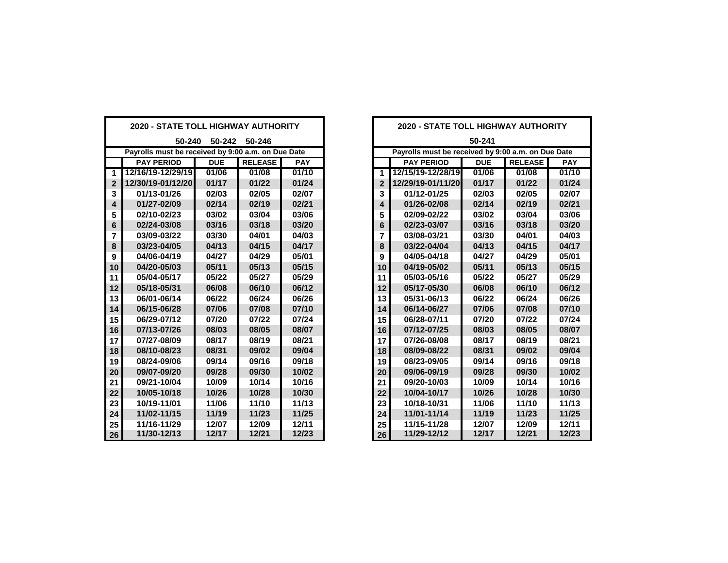## 2020 - STATE TOLL HIGHWAY AUTHORITY

**50-240 50-242 50-246**

**Payrolls must be received by 9:00 a.m. on Due Date**

| | PAY PERIOD | DUE | RELEASE | PAY |
|---|---|---|---|---|
| 1 | 12/16/19-12/29/19 | 01/06 | 01/08 | 01/10 |
| 2 | 12/30/19-01/12/20 | 01/17 | 01/22 | 01/24 |
| 3 | 01/13-01/26 | 02/03 | 02/05 | 02/07 |
| 4 | 01/27-02/09 | 02/14 | 02/19 | 02/21 |
| 5 | 02/10-02/23 | 03/02 | 03/04 | 03/06 |
| 6 | 02/24-03/08 | 03/16 | 03/18 | 03/20 |
| 7 | 03/09-03/22 | 03/30 | 04/01 | 04/03 |
| 8 | 03/23-04/05 | 04/13 | 04/15 | 04/17 |
| 9 | 04/06-04/19 | 04/27 | 04/29 | 05/01 |
| 10 | 04/20-05/03 | 05/11 | 05/13 | 05/15 |
| 11 | 05/04-05/17 | 05/22 | 05/27 | 05/29 |
| 12 | 05/18-05/31 | 06/08 | 06/10 | 06/12 |
| 13 | 06/01-06/14 | 06/22 | 06/24 | 06/26 |
| 14 | 06/15-06/28 | 07/06 | 07/08 | 07/10 |
| 15 | 06/29-07/12 | 07/20 | 07/22 | 07/24 |
| 16 | 07/13-07/26 | 08/03 | 08/05 | 08/07 |
| 17 | 07/27-08/09 | 08/17 | 08/19 | 08/21 |
| 18 | 08/10-08/23 | 08/31 | 09/02 | 09/04 |
| 19 | 08/24-09/06 | 09/14 | 09/16 | 09/18 |
| 20 | 09/07-09/20 | 09/28 | 09/30 | 10/02 |
| 21 | 09/21-10/04 | 10/09 | 10/14 | 10/16 |
| 22 | 10/05-10/18 | 10/26 | 10/28 | 10/30 |
| 23 | 10/19-11/01 | 11/06 | 11/10 | 11/13 |
| 24 | 11/02-11/15 | 11/19 | 11/23 | 11/25 |
| 25 | 11/16-11/29 | 12/07 | 12/09 | 12/11 |
| 26 | 11/30-12/13 | 12/17 | 12/21 | 12/23 |

## 2020 - STATE TOLL HIGHWAY AUTHORITY

**50-241**

**Payrolls must be received by 9:00 a.m. on Due Date**

| | PAY PERIOD | DUE | RELEASE | PAY |
|---|---|---|---|---|
| 1 | 12/15/19-12/28/19 | 01/06 | 01/08 | 01/10 |
| 2 | 12/29/19-01/11/20 | 01/17 | 01/22 | 01/24 |
| 3 | 01/12-01/25 | 02/03 | 02/05 | 02/07 |
| 4 | 01/26-02/08 | 02/14 | 02/19 | 02/21 |
| 5 | 02/09-02/22 | 03/02 | 03/04 | 03/06 |
| 6 | 02/23-03/07 | 03/16 | 03/18 | 03/20 |
| 7 | 03/08-03/21 | 03/30 | 04/01 | 04/03 |
| 8 | 03/22-04/04 | 04/13 | 04/15 | 04/17 |
| 9 | 04/05-04/18 | 04/27 | 04/29 | 05/01 |
| 10 | 04/19-05/02 | 05/11 | 05/13 | 05/15 |
| 11 | 05/03-05/16 | 05/22 | 05/27 | 05/29 |
| 12 | 05/17-05/30 | 06/08 | 06/10 | 06/12 |
| 13 | 05/31-06/13 | 06/22 | 06/24 | 06/26 |
| 14 | 06/14-06/27 | 07/06 | 07/08 | 07/10 |
| 15 | 06/28-07/11 | 07/20 | 07/22 | 07/24 |
| 16 | 07/12-07/25 | 08/03 | 08/05 | 08/07 |
| 17 | 07/26-08/08 | 08/17 | 08/19 | 08/21 |
| 18 | 08/09-08/22 | 08/31 | 09/02 | 09/04 |
| 19 | 08/23-09/05 | 09/14 | 09/16 | 09/18 |
| 20 | 09/06-09/19 | 09/28 | 09/30 | 10/02 |
| 21 | 09/20-10/03 | 10/09 | 10/14 | 10/16 |
| 22 | 10/04-10/17 | 10/26 | 10/28 | 10/30 |
| 23 | 10/18-10/31 | 11/06 | 11/10 | 11/13 |
| 24 | 11/01-11/14 | 11/19 | 11/23 | 11/25 |
| 25 | 11/15-11/28 | 12/07 | 12/09 | 12/11 |
| 26 | 11/29-12/12 | 12/17 | 12/21 | 12/23 |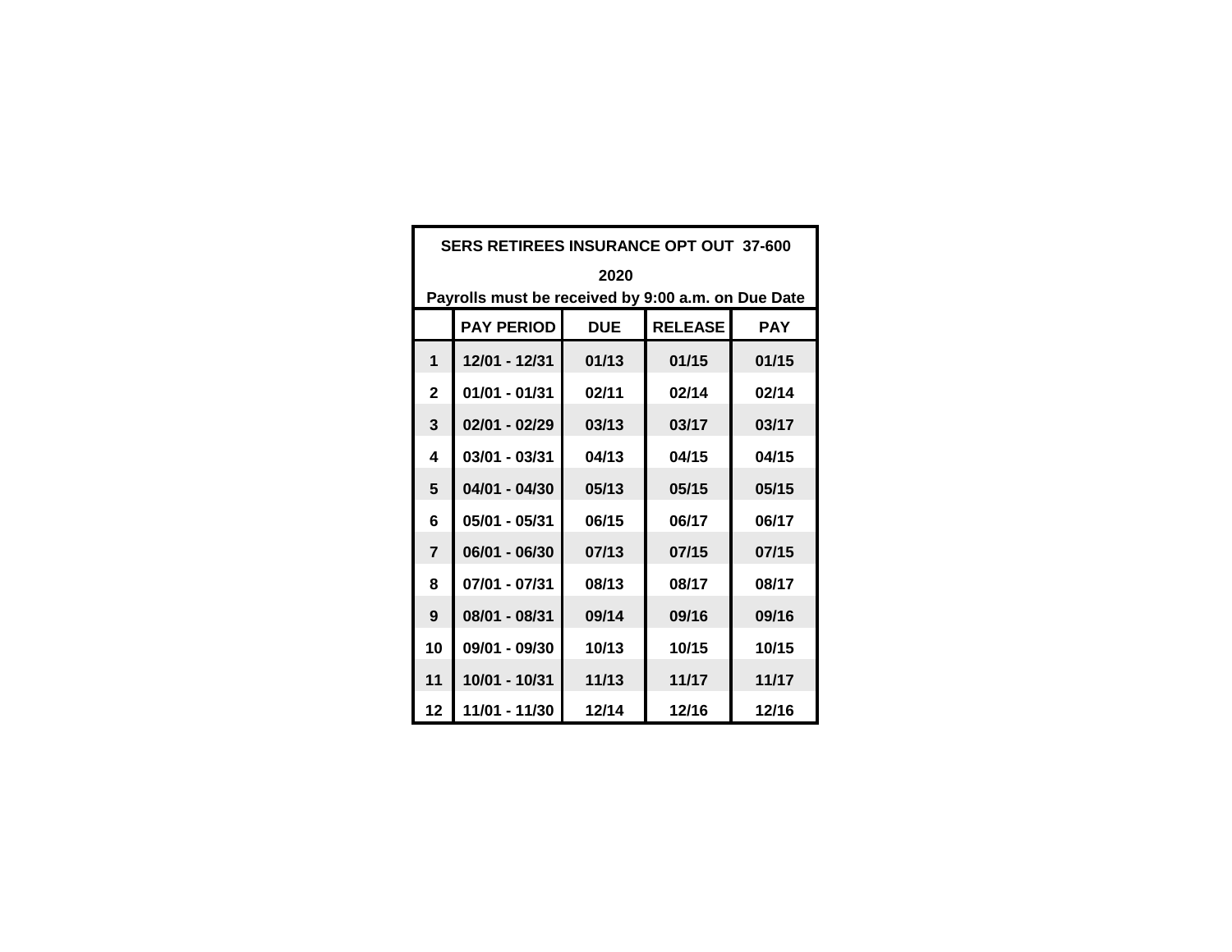**SERS RETIREES INSURANCE OPT OUT 37-600**

**2020**

**Payrolls must be received by 9:00 a.m. on Due Date**

| | PAY PERIOD | DUE | RELEASE | PAY |
|---|---|---|---|---|
| 1 | 12/01 - 12/31 | 01/13 | 01/15 | 01/15 |
| 2 | 01/01 - 01/31 | 02/11 | 02/14 | 02/14 |
| 3 | 02/01 - 02/29 | 03/13 | 03/17 | 03/17 |
| 4 | 03/01 - 03/31 | 04/13 | 04/15 | 04/15 |
| 5 | 04/01 - 04/30 | 05/13 | 05/15 | 05/15 |
| 6 | 05/01 - 05/31 | 06/15 | 06/17 | 06/17 |
| 7 | 06/01 - 06/30 | 07/13 | 07/15 | 07/15 |
| 8 | 07/01 - 07/31 | 08/13 | 08/17 | 08/17 |
| 9 | 08/01 - 08/31 | 09/14 | 09/16 | 09/16 |
| 10 | 09/01 - 09/30 | 10/13 | 10/15 | 10/15 |
| 11 | 10/01 - 10/31 | 11/13 | 11/17 | 11/17 |
| 12 | 11/01 - 11/30 | 12/14 | 12/16 | 12/16 |